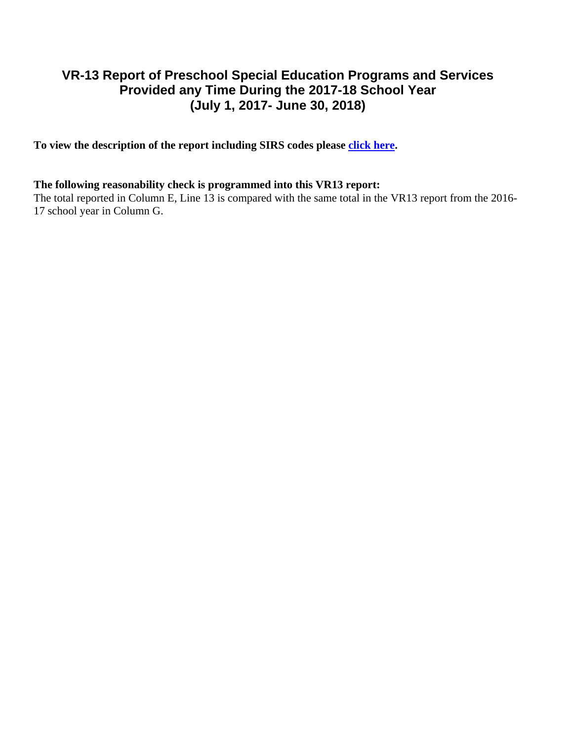# VR-13 Report of Preschool Special Education Programs and Services Provided any Time During the 2017-18 School Year (July 1, 2017- June 30, 2018)

**To view the description of the report including SIRS codes please click here.**

**The following reasonability check is programmed into this VR13 report:**

The total reported in Column E, Line 13 is compared with the same total in the VR13 report from the 2016-17 school year in Column G.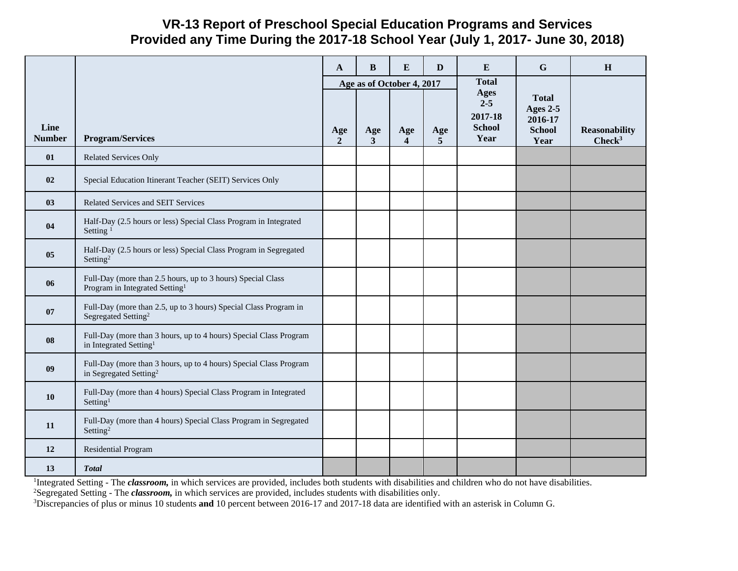# VR-13 Report of Preschool Special Education Programs and Services Provided any Time During the 2017-18 School Year (July 1, 2017- June 30, 2018)

| | | A | B | E | D | E | G | H |
|---|---|---|---|---|---|---|---|---|
| | | Age as of October 4, 2017 | | | | Total Ages 2-5 2017-18 School Year | Total Ages 2-5 2016-17 School Year | Reasonability Check[3] |
| Line Number | Program/Services | Age 2 | Age 3 | Age 4 | Age 5 | | | |
| 01 | Related Services Only | | | | | | | |
| 02 | Special Education Itinerant Teacher (SEIT) Services Only | | | | | | | |
| 03 | Related Services and SEIT Services | | | | | | | |
| 04 | Half-Day (2.5 hours or less) Special Class Program in Integrated Setting [1] | | | | | | | |
| 05 | Half-Day (2.5 hours or less) Special Class Program in Segregated Setting[2] | | | | | | | |
| 06 | Full-Day (more than 2.5 hours, up to 3 hours) Special Class Program in Integrated Setting[1] | | | | | | | |
| 07 | Full-Day (more than 2.5, up to 3 hours) Special Class Program in Segregated Setting[2] | | | | | | | |
| 08 | Full-Day (more than 3 hours, up to 4 hours) Special Class Program in Integrated Setting[1] | | | | | | | |
| 09 | Full-Day (more than 3 hours, up to 4 hours) Special Class Program in Segregated Setting[2] | | | | | | | |
| 10 | Full-Day (more than 4 hours) Special Class Program in Integrated Setting[1] | | | | | | | |
| 11 | Full-Day (more than 4 hours) Special Class Program in Segregated Setting[2] | | | | | | | |
| 12 | Residential Program | | | | | | | |
| 13 | ***Total*** | | | | | | | |

[1]Integrated Setting - The ***classroom,*** in which services are provided, includes both students with disabilities and children who do not have disabilities.
[2]Segregated Setting - The ***classroom,*** in which services are provided, includes students with disabilities only.
[3]Discrepancies of plus or minus 10 students **and** 10 percent between 2016-17 and 2017-18 data are identified with an asterisk in Column G.